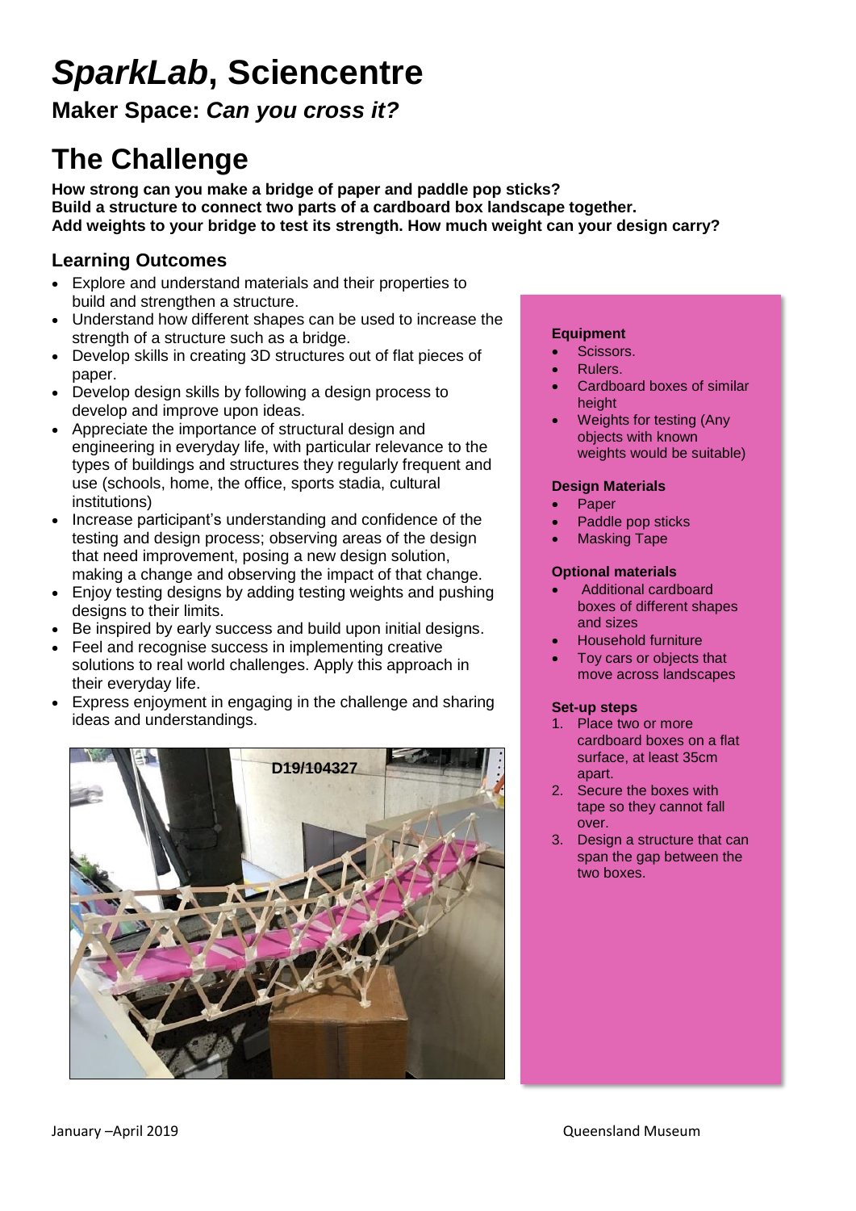# *SparkLab*, Sciencentre

## Maker Space: *Can you cross it?*

# The Challenge

**How strong can you make a bridge of paper and paddle pop sticks?**
**Build a structure to connect two parts of a cardboard box landscape together.**
**Add weights to your bridge to test its strength. How much weight can your design carry?**

### Learning Outcomes

- Explore and understand materials and their properties to build and strengthen a structure.
- Understand how different shapes can be used to increase the strength of a structure such as a bridge.
- Develop skills in creating 3D structures out of flat pieces of paper.
- Develop design skills by following a design process to develop and improve upon ideas.
- Appreciate the importance of structural design and engineering in everyday life, with particular relevance to the types of buildings and structures they regularly frequent and use (schools, home, the office, sports stadia, cultural institutions)
- Increase participant's understanding and confidence of the testing and design process; observing areas of the design that need improvement, posing a new design solution, making a change and observing the impact of that change.
- Enjoy testing designs by adding testing weights and pushing designs to their limits.
- Be inspired by early success and build upon initial designs.
- Feel and recognise success in implementing creative solutions to real world challenges. Apply this approach in their everyday life.
- Express enjoyment in engaging in the challenge and sharing ideas and understandings.

D19/104327

**Equipment**

- Scissors.
- Rulers.
- Cardboard boxes of similar height
- Weights for testing (Any objects with known weights would be suitable)

**Design Materials**

- Paper
- Paddle pop sticks
- Masking Tape

**Optional materials**

- Additional cardboard boxes of different shapes and sizes
- Household furniture
- Toy cars or objects that move across landscapes

**Set-up steps**

1. Place two or more cardboard boxes on a flat surface, at least 35cm apart.
2. Secure the boxes with tape so they cannot fall over.
3. Design a structure that can span the gap between the two boxes.

January –April 2019 Queensland Museum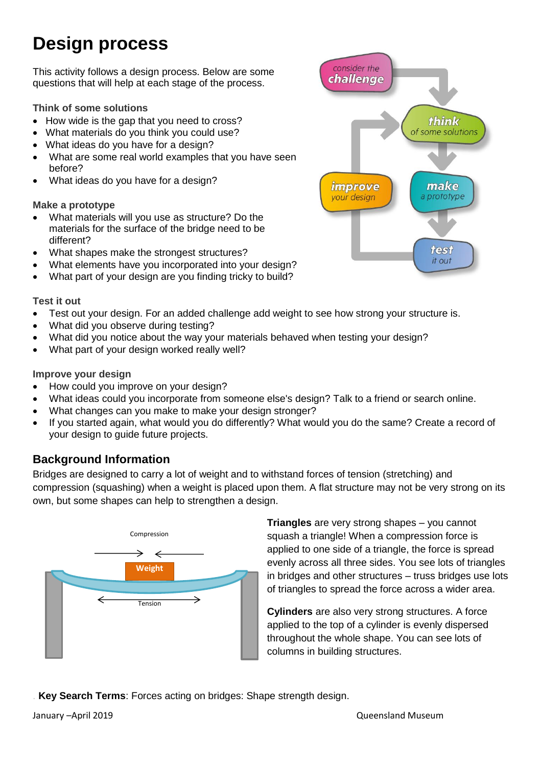# Design process

This activity follows a design process. Below are some questions that will help at each stage of the process.

consider the **challenge**

**think** of some solutions

**make** a prototype

**test** it out

**improve** your design

### Think of some solutions

- How wide is the gap that you need to cross?
- What materials do you think you could use?
- What ideas do you have for a design?
- What are some real world examples that you have seen before?
- What ideas do you have for a design?

### Make a prototype

- What materials will you use as structure? Do the materials for the surface of the bridge need to be different?
- What shapes make the strongest structures?
- What elements have you incorporated into your design?
- What part of your design are you finding tricky to build?

### Test it out

- Test out your design. For an added challenge add weight to see how strong your structure is.
- What did you observe during testing?
- What did you notice about the way your materials behaved when testing your design?
- What part of your design worked really well?

### Improve your design

- How could you improve on your design?
- What ideas could you incorporate from someone else's design? Talk to a friend or search online.
- What changes can you make to make your design stronger?
- If you started again, what would you do differently? What would you do the same? Create a record of your design to guide future projects.

## Background Information

Bridges are designed to carry a lot of weight and to withstand forces of tension (stretching) and compression (squashing) when a weight is placed upon them. A flat structure may not be very strong on its own, but some shapes can help to strengthen a design.

Compression

Weight

Tension

**Triangles** are very strong shapes – you cannot squash a triangle! When a compression force is applied to one side of a triangle, the force is spread evenly across all three sides. You see lots of triangles in bridges and other structures – truss bridges use lots of triangles to spread the force across a wider area.

**Cylinders** are also very strong structures. A force applied to the top of a cylinder is evenly dispersed throughout the whole shape. You can see lots of columns in building structures.

**Key Search Terms**: Forces acting on bridges: Shape strength design.